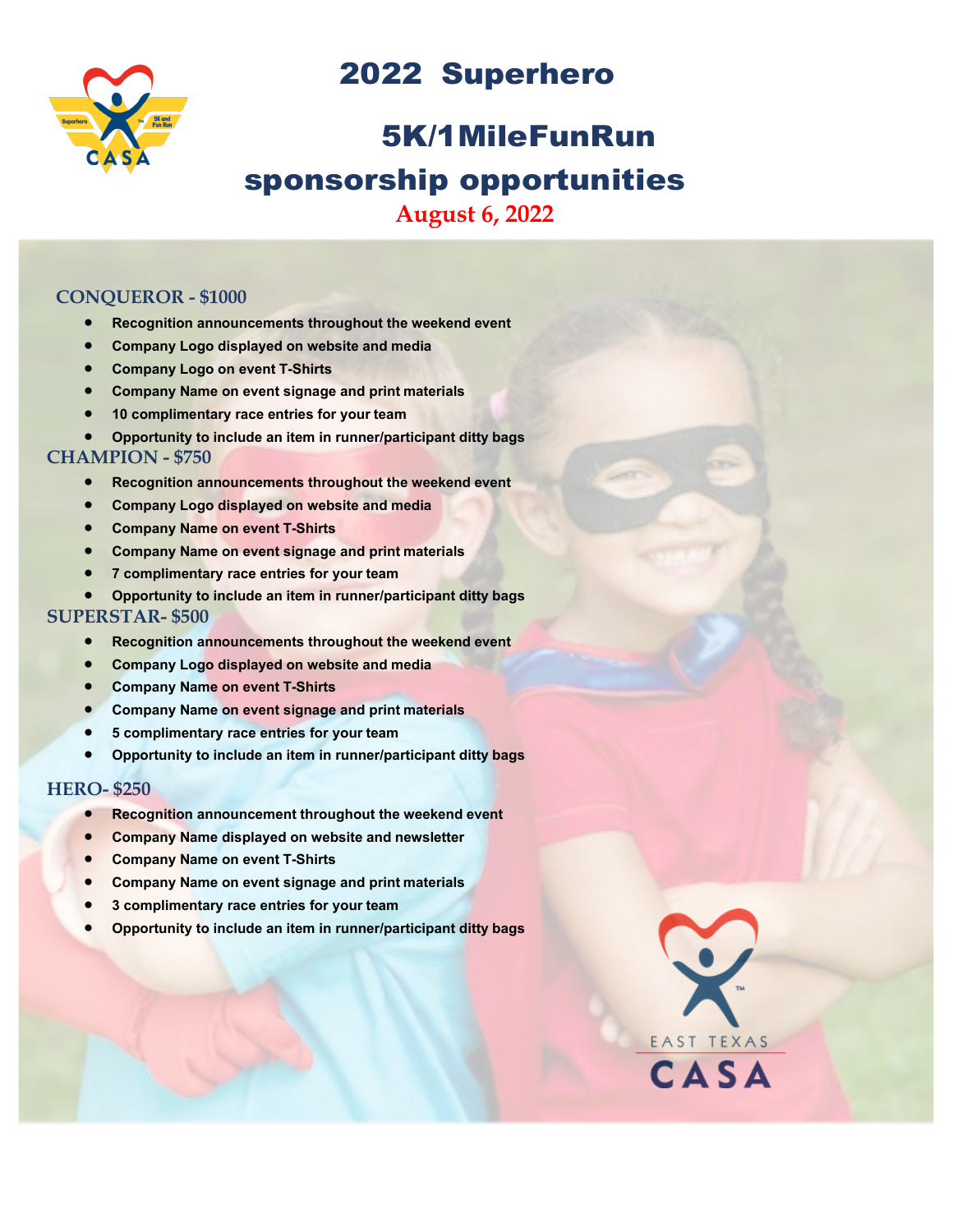# 2022 Superhero

# 5K/1MileFunRun

# sponsorship opportunities

**August 6, 2022**

## CONQUEROR - $1000

- **Recognition announcements throughout the weekend event**
- **Company Logo displayed on website and media**
- **Company Logo on event T-Shirts**
- **Company Name on event signage and print materials**
- **10 complimentary race entries for your team**
- **Opportunity to include an item in runner/participant ditty bags**

## CHAMPION - $750

- **Recognition announcements throughout the weekend event**
- **Company Logo displayed on website and media**
- **Company Name on event T-Shirts**
- **Company Name on event signage and print materials**
- **7 complimentary race entries for your team**
- **Opportunity to include an item in runner/participant ditty bags**

## SUPERSTAR- $500

- **Recognition announcements throughout the weekend event**
- **Company Logo displayed on website and media**
- **Company Name on event T-Shirts**
- **Company Name on event signage and print materials**
- **5 complimentary race entries for your team**
- **Opportunity to include an item in runner/participant ditty bags**

## HERO- $250

- **Recognition announcement throughout the weekend event**
- **Company Name displayed on website and newsletter**
- **Company Name on event T-Shirts**
- **Company Name on event signage and print materials**
- **3 complimentary race entries for your team**
- **Opportunity to include an item in runner/participant ditty bags**

EAST TEXAS CASA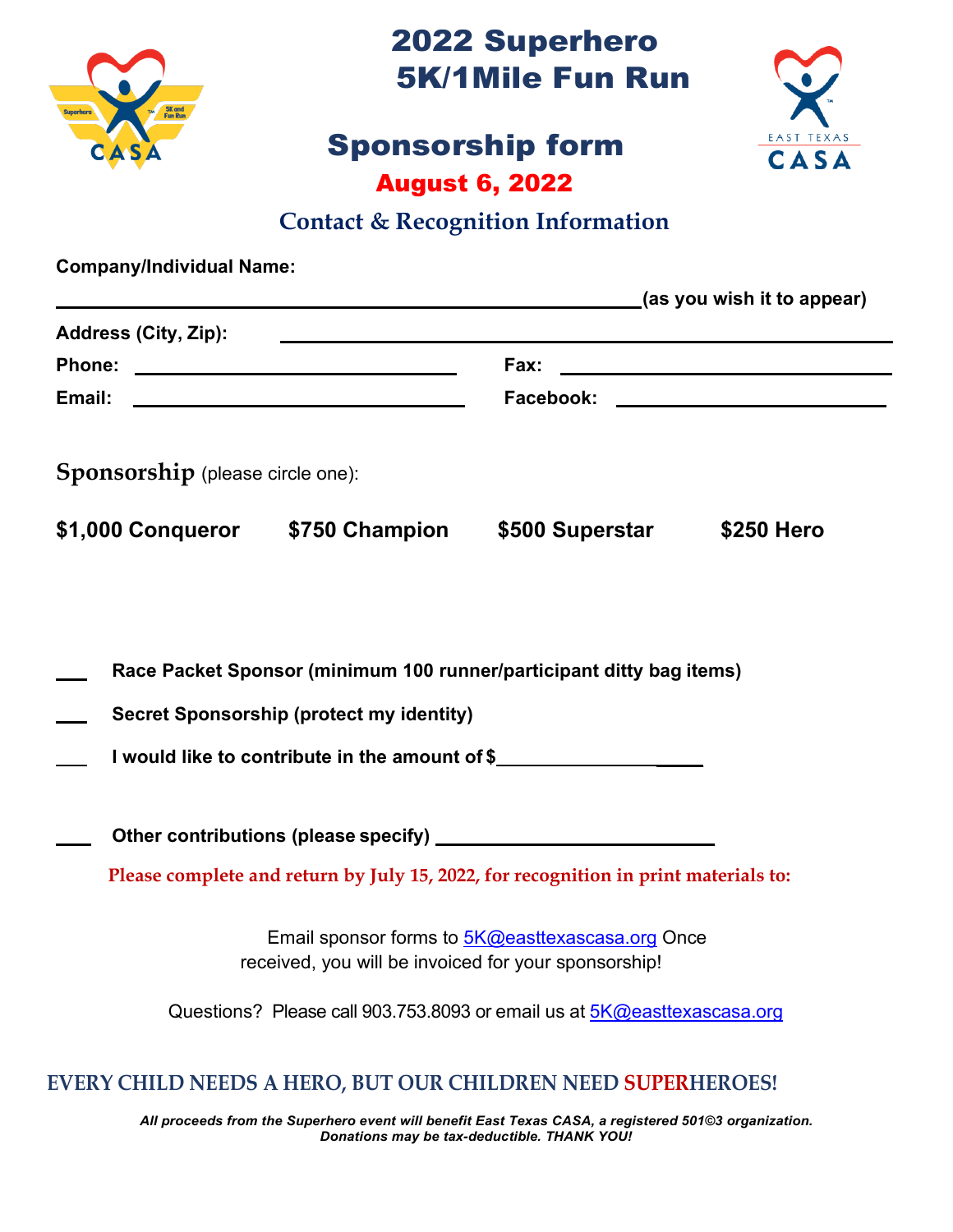# 2022 Superhero 5K/1Mile Fun Run

## Sponsorship form

**August 6, 2022**

### Contact & Recognition Information

**Company/Individual Name:**

______________________________________________ **(as you wish it to appear)**

**Address (City, Zip):** ______________________________________________

**Phone:** ______________________ **Fax:** ______________________

**Email:** ______________________ **Facebook:** ______________________

**Sponsorship** (please circle one):

**$1,000 Conqueror** **$750 Champion** **$500 Superstar** **$250 Hero**

___ **Race Packet Sponsor (minimum 100 runner/participant ditty bag items)**

___ **Secret Sponsorship (protect my identity)**

___ **I would like to contribute in the amount of $_____________________**

___ **Other contributions (please specify) ______________________**

**Please complete and return by July 15, 2022, for recognition in print materials to:**

Email sponsor forms to 5K@easttexascasa.org Once received, you will be invoiced for your sponsorship!

Questions? Please call 903.753.8093 or email us at 5K@easttexascasa.org

**EVERY CHILD NEEDS A HERO, BUT OUR CHILDREN NEED SUPERHEROES!**

***All proceeds from the Superhero event will benefit East Texas CASA, a registered 501©3 organization. Donations may be tax-deductible. THANK YOU!***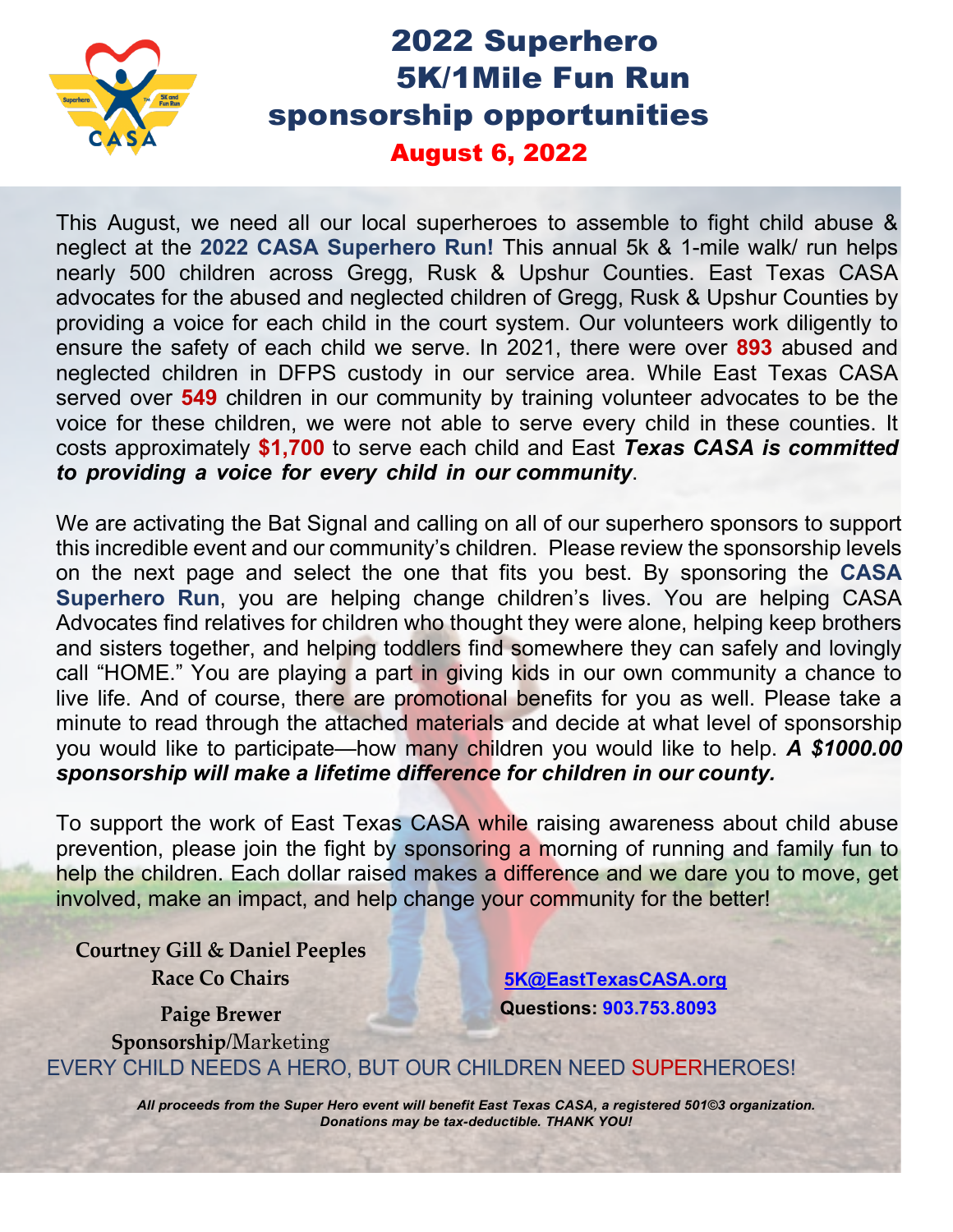# 2022 Superhero 5K/1Mile Fun Run sponsorship opportunities

## August 6, 2022

This August, we need all our local superheroes to assemble to fight child abuse & neglect at the **2022 CASA Superhero Run!** This annual 5k & 1-mile walk/ run helps nearly 500 children across Gregg, Rusk & Upshur Counties. East Texas CASA advocates for the abused and neglected children of Gregg, Rusk & Upshur Counties by providing a voice for each child in the court system. Our volunteers work diligently to ensure the safety of each child we serve. In 2021, there were over **893** abused and neglected children in DFPS custody in our service area. While East Texas CASA served over **549** children in our community by training volunteer advocates to be the voice for these children, we were not able to serve every child in these counties. It costs approximately **$1,700** to serve each child and East ***Texas CASA is committed to providing a voice for every child in our community***.

We are activating the Bat Signal and calling on all of our superhero sponsors to support this incredible event and our community's children. Please review the sponsorship levels on the next page and select the one that fits you best. By sponsoring the **CASA Superhero Run**, you are helping change children's lives. You are helping CASA Advocates find relatives for children who thought they were alone, helping keep brothers and sisters together, and helping toddlers find somewhere they can safely and lovingly call "HOME." You are playing a part in giving kids in our own community a chance to live life. And of course, there are promotional benefits for you as well. Please take a minute to read through the attached materials and decide at what level of sponsorship you would like to participate—how many children you would like to help. ***A $1000.00 sponsorship will make a lifetime difference for children in our county.***

To support the work of East Texas CASA while raising awareness about child abuse prevention, please join the fight by sponsoring a morning of running and family fun to help the children. Each dollar raised makes a difference and we dare you to move, get involved, make an impact, and help change your community for the better!

**Courtney Gill & Daniel Peeples**
**Race Co Chairs**

**Paige Brewer**
**Sponsorship**/Marketing

5K@EastTexasCASA.org
**Questions: 903.753.8093**

EVERY CHILD NEEDS A HERO, BUT OUR CHILDREN NEED SUPERHEROES!

***All proceeds from the Super Hero event will benefit East Texas CASA, a registered 501©3 organization. Donations may be tax-deductible. THANK YOU!***